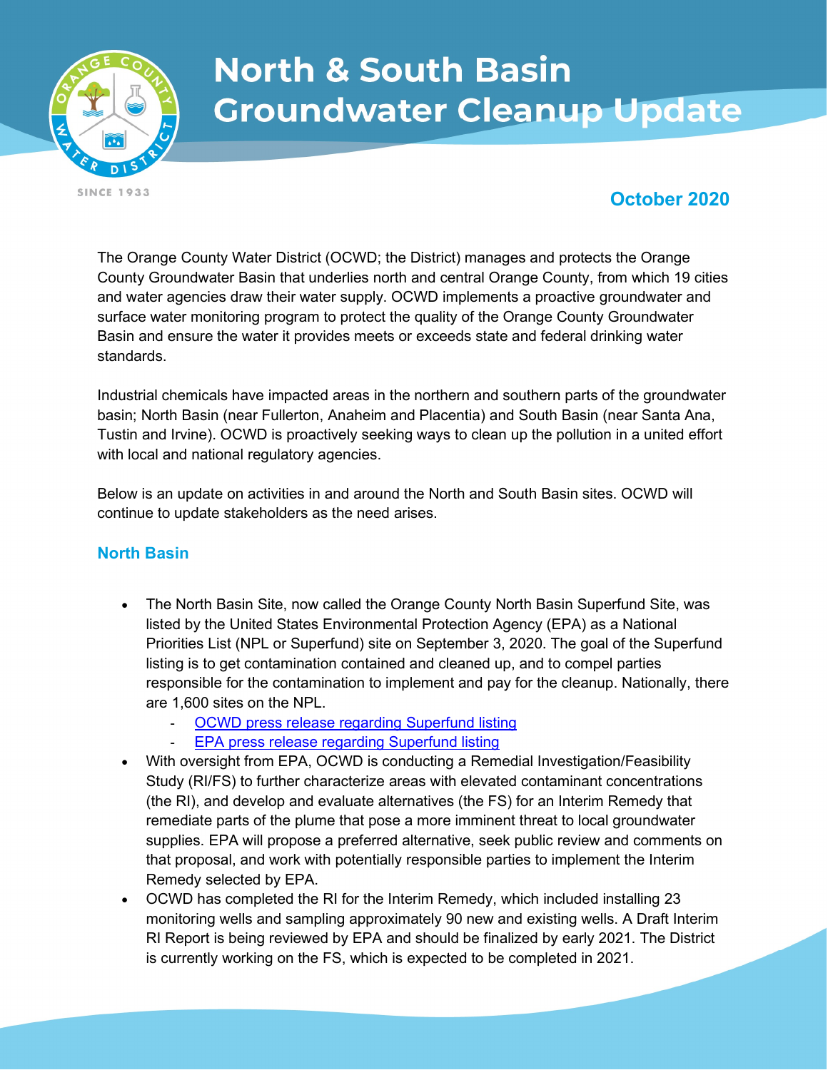# North & South Basin Groundwater Cleanup Update

**October 2020**

The Orange County Water District (OCWD; the District) manages and protects the Orange County Groundwater Basin that underlies north and central Orange County, from which 19 cities and water agencies draw their water supply. OCWD implements a proactive groundwater and surface water monitoring program to protect the quality of the Orange County Groundwater Basin and ensure the water it provides meets or exceeds state and federal drinking water standards.

Industrial chemicals have impacted areas in the northern and southern parts of the groundwater basin; North Basin (near Fullerton, Anaheim and Placentia) and South Basin (near Santa Ana, Tustin and Irvine). OCWD is proactively seeking ways to clean up the pollution in a united effort with local and national regulatory agencies.

Below is an update on activities in and around the North and South Basin sites. OCWD will continue to update stakeholders as the need arises.

## North Basin

- The North Basin Site, now called the Orange County North Basin Superfund Site, was listed by the United States Environmental Protection Agency (EPA) as a National Priorities List (NPL or Superfund) site on September 3, 2020. The goal of the Superfund listing is to get contamination contained and cleaned up, and to compel parties responsible for the contamination to implement and pay for the cleanup. Nationally, there are 1,600 sites on the NPL.
  - OCWD press release regarding Superfund listing
  - EPA press release regarding Superfund listing
- With oversight from EPA, OCWD is conducting a Remedial Investigation/Feasibility Study (RI/FS) to further characterize areas with elevated contaminant concentrations (the RI), and develop and evaluate alternatives (the FS) for an Interim Remedy that remediate parts of the plume that pose a more imminent threat to local groundwater supplies. EPA will propose a preferred alternative, seek public review and comments on that proposal, and work with potentially responsible parties to implement the Interim Remedy selected by EPA.
- OCWD has completed the RI for the Interim Remedy, which included installing 23 monitoring wells and sampling approximately 90 new and existing wells. A Draft Interim RI Report is being reviewed by EPA and should be finalized by early 2021. The District is currently working on the FS, which is expected to be completed in 2021.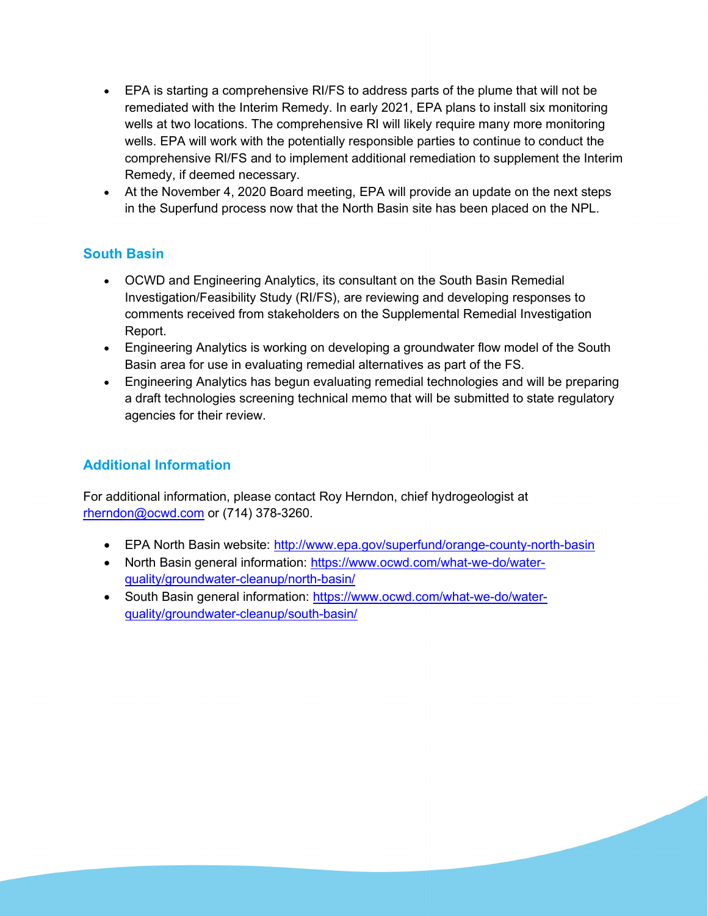- EPA is starting a comprehensive RI/FS to address parts of the plume that will not be remediated with the Interim Remedy. In early 2021, EPA plans to install six monitoring wells at two locations. The comprehensive RI will likely require many more monitoring wells. EPA will work with the potentially responsible parties to continue to conduct the comprehensive RI/FS and to implement additional remediation to supplement the Interim Remedy, if deemed necessary.
- At the November 4, 2020 Board meeting, EPA will provide an update on the next steps in the Superfund process now that the North Basin site has been placed on the NPL.

## South Basin

- OCWD and Engineering Analytics, its consultant on the South Basin Remedial Investigation/Feasibility Study (RI/FS), are reviewing and developing responses to comments received from stakeholders on the Supplemental Remedial Investigation Report.
- Engineering Analytics is working on developing a groundwater flow model of the South Basin area for use in evaluating remedial alternatives as part of the FS.
- Engineering Analytics has begun evaluating remedial technologies and will be preparing a draft technologies screening technical memo that will be submitted to state regulatory agencies for their review.

## Additional Information

For additional information, please contact Roy Herndon, chief hydrogeologist at rherndon@ocwd.com or (714) 378-3260.

- EPA North Basin website: http://www.epa.gov/superfund/orange-county-north-basin
- North Basin general information: https://www.ocwd.com/what-we-do/water-quality/groundwater-cleanup/north-basin/
- South Basin general information: https://www.ocwd.com/what-we-do/water-quality/groundwater-cleanup/south-basin/